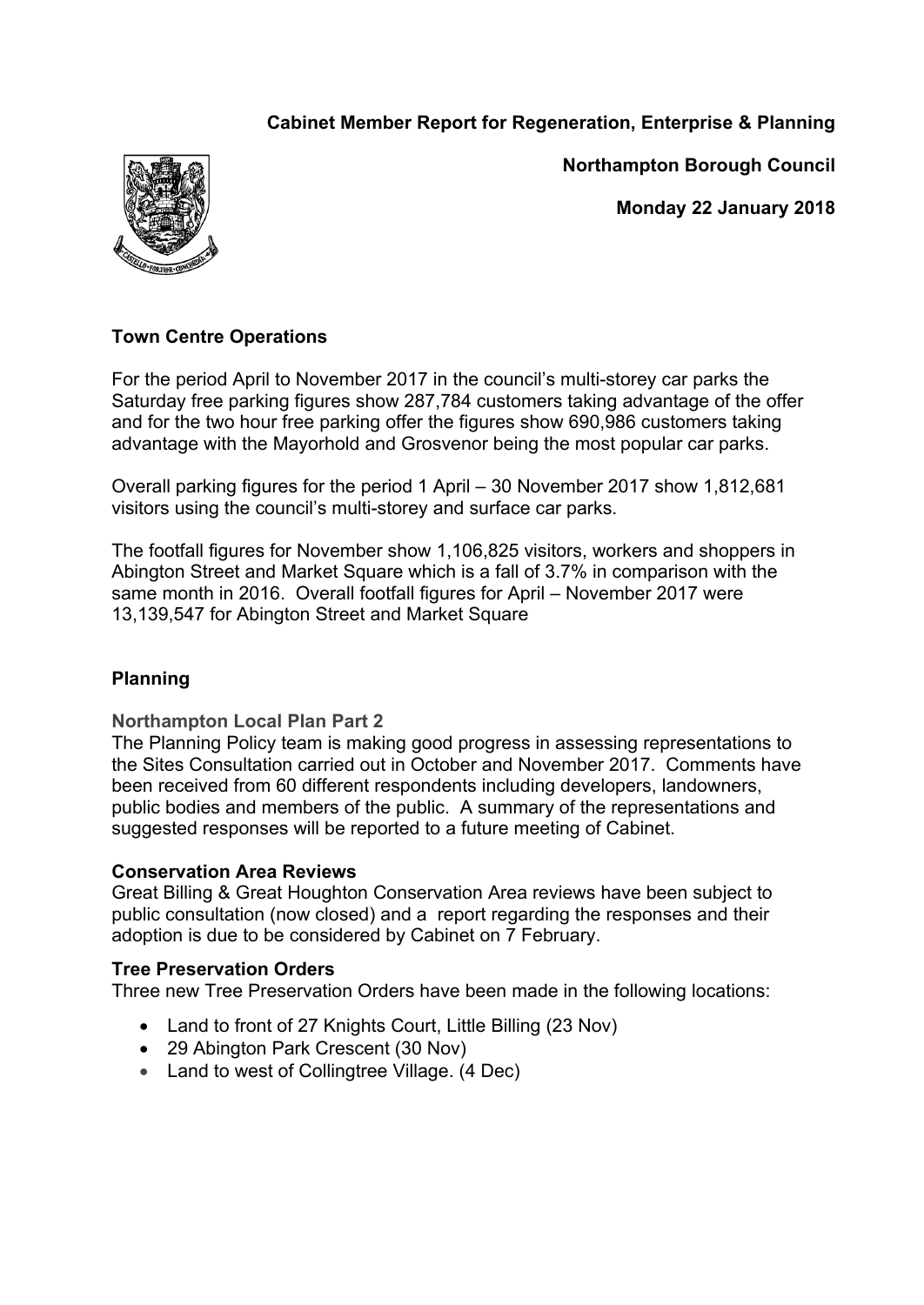**Cabinet Member Report for Regeneration, Enterprise & Planning**

**Northampton Borough Council**

**Monday 22 January 2018**

## Town Centre Operations

For the period April to November 2017 in the council's multi-storey car parks the Saturday free parking figures show 287,784 customers taking advantage of the offer and for the two hour free parking offer the figures show 690,986 customers taking advantage with the Mayorhold and Grosvenor being the most popular car parks.

Overall parking figures for the period 1 April – 30 November 2017 show 1,812,681 visitors using the council's multi-storey and surface car parks.

The footfall figures for November show 1,106,825 visitors, workers and shoppers in Abington Street and Market Square which is a fall of 3.7% in comparison with the same month in 2016. Overall footfall figures for April – November 2017 were 13,139,547 for Abington Street and Market Square

## Planning

### Northampton Local Plan Part 2

The Planning Policy team is making good progress in assessing representations to the Sites Consultation carried out in October and November 2017. Comments have been received from 60 different respondents including developers, landowners, public bodies and members of the public. A summary of the representations and suggested responses will be reported to a future meeting of Cabinet.

### Conservation Area Reviews

Great Billing & Great Houghton Conservation Area reviews have been subject to public consultation (now closed) and a report regarding the responses and their adoption is due to be considered by Cabinet on 7 February.

### Tree Preservation Orders

Three new Tree Preservation Orders have been made in the following locations:

- Land to front of 27 Knights Court, Little Billing (23 Nov)
- 29 Abington Park Crescent (30 Nov)
- Land to west of Collingtree Village. (4 Dec)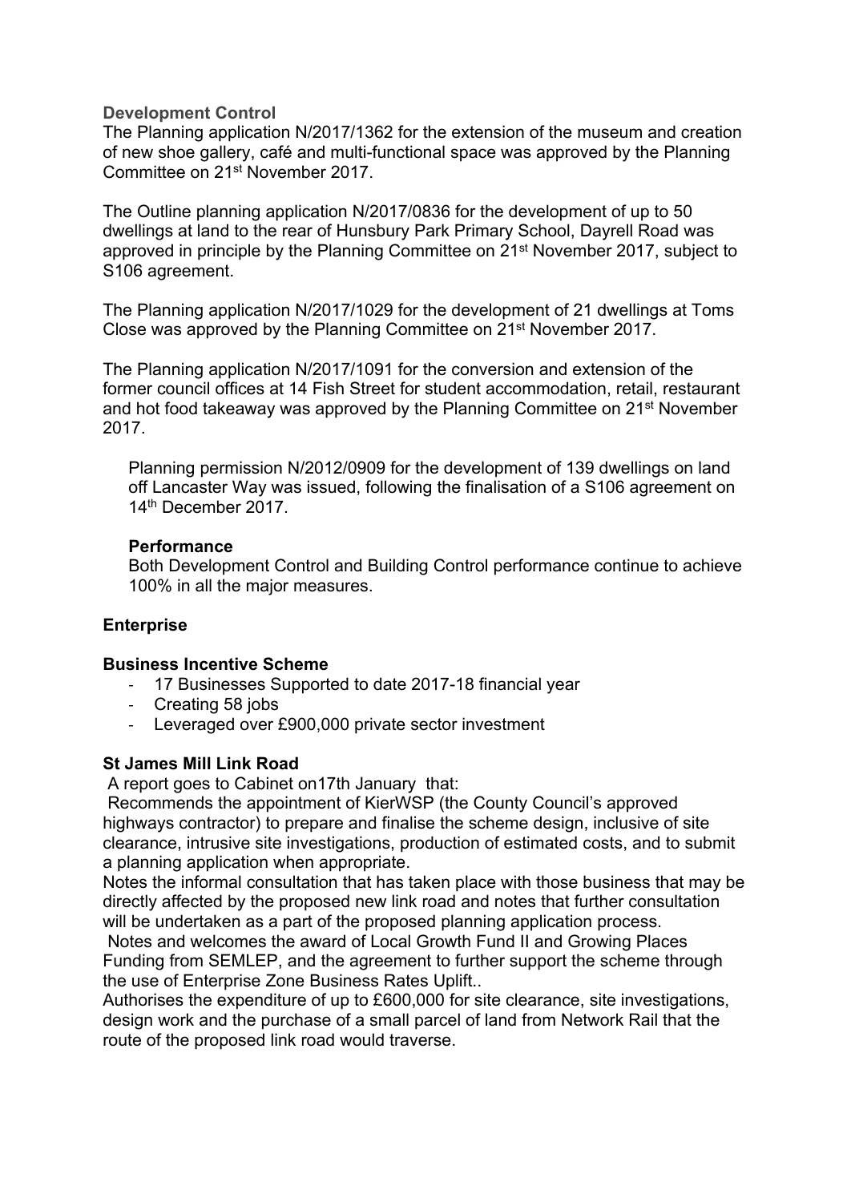### Development Control

The Planning application N/2017/1362 for the extension of the museum and creation of new shoe gallery, café and multi-functional space was approved by the Planning Committee on 21st November 2017.

The Outline planning application N/2017/0836 for the development of up to 50 dwellings at land to the rear of Hunsbury Park Primary School, Dayrell Road was approved in principle by the Planning Committee on 21st November 2017, subject to S106 agreement.

The Planning application N/2017/1029 for the development of 21 dwellings at Toms Close was approved by the Planning Committee on 21st November 2017.

The Planning application N/2017/1091 for the conversion and extension of the former council offices at 14 Fish Street for student accommodation, retail, restaurant and hot food takeaway was approved by the Planning Committee on 21st November 2017.

Planning permission N/2012/0909 for the development of 139 dwellings on land off Lancaster Way was issued, following the finalisation of a S106 agreement on 14th December 2017.

**Performance**

Both Development Control and Building Control performance continue to achieve 100% in all the major measures.

### Enterprise

**Business Incentive Scheme**

- 17 Businesses Supported to date 2017-18 financial year
- Creating 58 jobs
- Leveraged over £900,000 private sector investment

**St James Mill Link Road**

A report goes to Cabinet on17th January that:

Recommends the appointment of KierWSP (the County Council's approved highways contractor) to prepare and finalise the scheme design, inclusive of site clearance, intrusive site investigations, production of estimated costs, and to submit a planning application when appropriate.

Notes the informal consultation that has taken place with those business that may be directly affected by the proposed new link road and notes that further consultation will be undertaken as a part of the proposed planning application process.

Notes and welcomes the award of Local Growth Fund II and Growing Places Funding from SEMLEP, and the agreement to further support the scheme through the use of Enterprise Zone Business Rates Uplift..

Authorises the expenditure of up to £600,000 for site clearance, site investigations, design work and the purchase of a small parcel of land from Network Rail that the route of the proposed link road would traverse.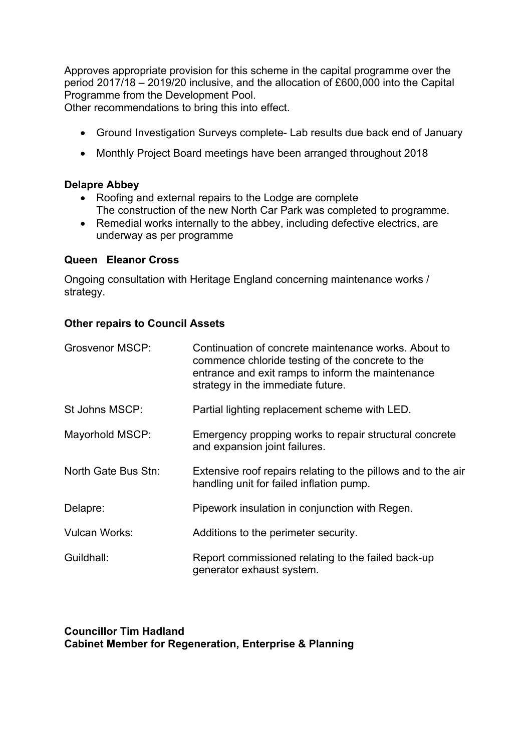Approves appropriate provision for this scheme in the capital programme over the period 2017/18 – 2019/20 inclusive, and the allocation of £600,000 into the Capital Programme from the Development Pool.
Other recommendations to bring this into effect.

- Ground Investigation Surveys complete- Lab results due back end of January
- Monthly Project Board meetings have been arranged throughout 2018

**Delapre Abbey**

- Roofing and external repairs to the Lodge are complete
  The construction of the new North Car Park was completed to programme.
- Remedial works internally to the abbey, including defective electrics, are underway as per programme

**Queen Eleanor Cross**

Ongoing consultation with Heritage England concerning maintenance works / strategy.

**Other repairs to Council Assets**

| | |
|---|---|
| Grosvenor MSCP: | Continuation of concrete maintenance works. About to commence chloride testing of the concrete to the entrance and exit ramps to inform the maintenance strategy in the immediate future. |
| St Johns MSCP: | Partial lighting replacement scheme with LED. |
| Mayorhold MSCP: | Emergency propping works to repair structural concrete and expansion joint failures. |
| North Gate Bus Stn: | Extensive roof repairs relating to the pillows and to the air handling unit for failed inflation pump. |
| Delapre: | Pipework insulation in conjunction with Regen. |
| Vulcan Works: | Additions to the perimeter security. |
| Guildhall: | Report commissioned relating to the failed back-up generator exhaust system. |

**Councillor Tim Hadland**
**Cabinet Member for Regeneration, Enterprise & Planning**